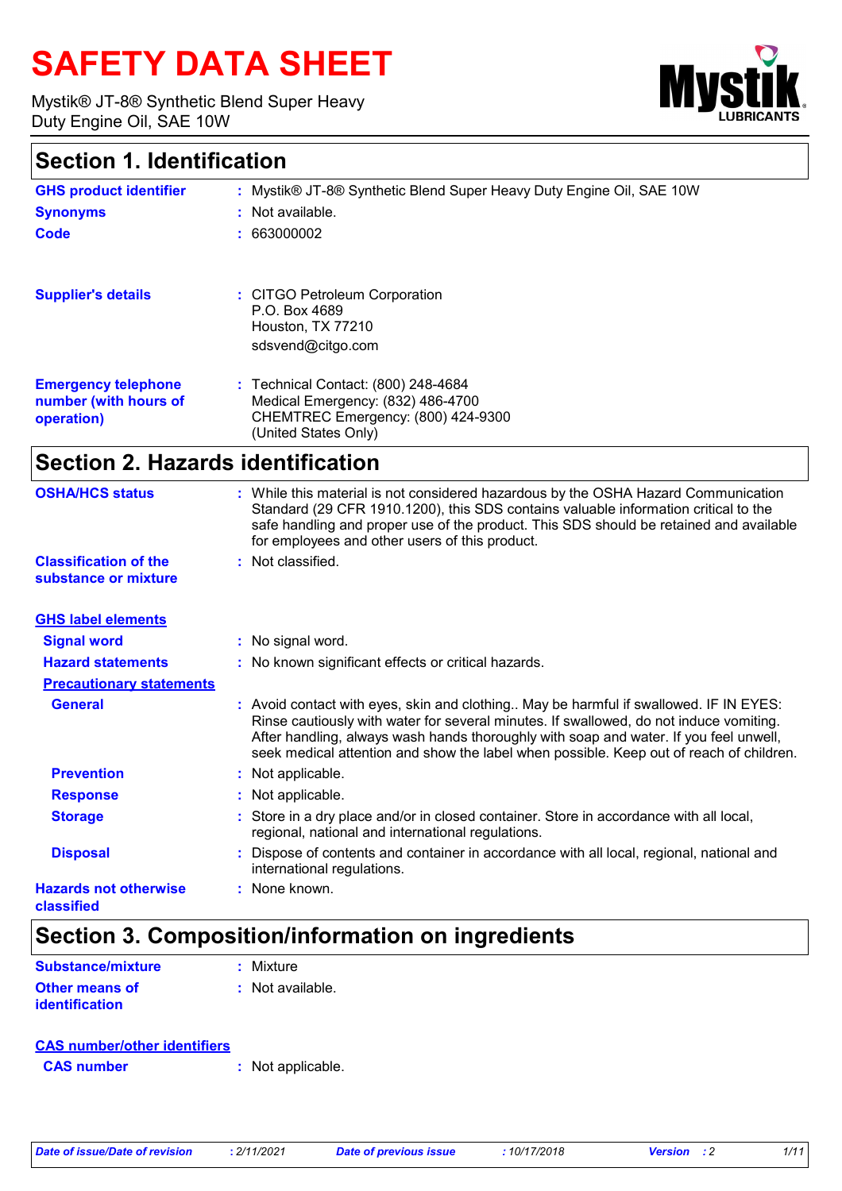# SAFETY DATA SHEET

Mystik® JT-8® Synthetic Blend Super Heavy Duty Engine Oil, SAE 10W

## Section 1. Identification

| | | |
|---|---|---|
| **GHS product identifier** | : | Mystik® JT-8® Synthetic Blend Super Heavy Duty Engine Oil, SAE 10W |
| **Synonyms** | : | Not available. |
| **Code** | : | 663000002 |
| **Supplier's details** | : | CITGO Petroleum Corporation<br>P.O. Box 4689<br>Houston, TX 77210<br>sdsvend@citgo.com |
| **Emergency telephone number (with hours of operation)** | : | Technical Contact: (800) 248-4684<br>Medical Emergency: (832) 486-4700<br>CHEMTREC Emergency: (800) 424-9300<br>(United States Only) |

## Section 2. Hazards identification

| | | |
|---|---|---|
| **OSHA/HCS status** | : | While this material is not considered hazardous by the OSHA Hazard Communication Standard (29 CFR 1910.1200), this SDS contains valuable information critical to the safe handling and proper use of the product. This SDS should be retained and available for employees and other users of this product. |
| **Classification of the substance or mixture** | : | Not classified. |

**GHS label elements**

| | | |
|---|---|---|
| **Signal word** | : | No signal word. |
| **Hazard statements** | : | No known significant effects or critical hazards. |

**Precautionary statements**

| | | |
|---|---|---|
| **General** | : | Avoid contact with eyes, skin and clothing.. May be harmful if swallowed. IF IN EYES: Rinse cautiously with water for several minutes. If swallowed, do not induce vomiting. After handling, always wash hands thoroughly with soap and water. If you feel unwell, seek medical attention and show the label when possible. Keep out of reach of children. |
| **Prevention** | : | Not applicable. |
| **Response** | : | Not applicable. |
| **Storage** | : | Store in a dry place and/or in closed container. Store in accordance with all local, regional, national and international regulations. |
| **Disposal** | : | Dispose of contents and container in accordance with all local, regional, national and international regulations. |
| **Hazards not otherwise classified** | : | None known. |

## Section 3. Composition/information on ingredients

| | | |
|---|---|---|
| **Substance/mixture** | : | Mixture |
| **Other means of identification** | : | Not available. |

**CAS number/other identifiers**

| | | |
|---|---|---|
| **CAS number** | : | Not applicable. |

*Date of issue/Date of revision* : 2/11/2021 *Date of previous issue* : 10/17/2018 *Version* : 2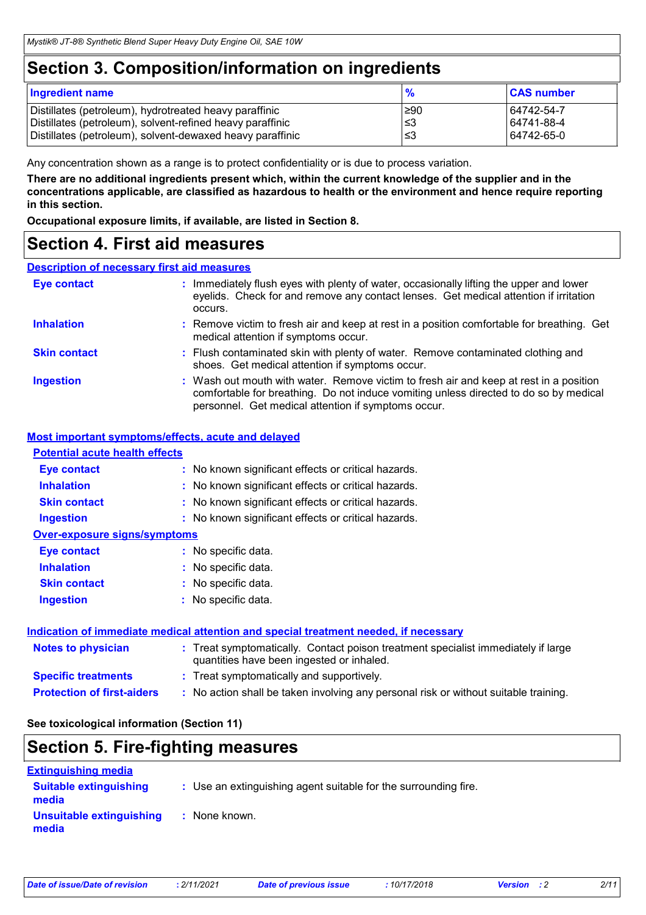# Section 3. Composition/information on ingredients

| Ingredient name | % | CAS number |
|---|---|---|
| Distillates (petroleum), hydrotreated heavy paraffinic | ≥90 | 64742-54-7 |
| Distillates (petroleum), solvent-refined heavy paraffinic | ≤3 | 64741-88-4 |
| Distillates (petroleum), solvent-dewaxed heavy paraffinic | ≤3 | 64742-65-0 |

Any concentration shown as a range is to protect confidentiality or is due to process variation.

**There are no additional ingredients present which, within the current knowledge of the supplier and in the concentrations applicable, are classified as hazardous to health or the environment and hence require reporting in this section.**

**Occupational exposure limits, if available, are listed in Section 8.**

# Section 4. First aid measures

## Description of necessary first aid measures

**Eye contact** : Immediately flush eyes with plenty of water, occasionally lifting the upper and lower eyelids. Check for and remove any contact lenses. Get medical attention if irritation occurs.

**Inhalation** : Remove victim to fresh air and keep at rest in a position comfortable for breathing. Get medical attention if symptoms occur.

**Skin contact** : Flush contaminated skin with plenty of water. Remove contaminated clothing and shoes. Get medical attention if symptoms occur.

**Ingestion** : Wash out mouth with water. Remove victim to fresh air and keep at rest in a position comfortable for breathing. Do not induce vomiting unless directed to do so by medical personnel. Get medical attention if symptoms occur.

## Most important symptoms/effects, acute and delayed

### Potential acute health effects

**Eye contact** : No known significant effects or critical hazards.

**Inhalation** : No known significant effects or critical hazards.

**Skin contact** : No known significant effects or critical hazards.

**Ingestion** : No known significant effects or critical hazards.

### Over-exposure signs/symptoms

**Eye contact** : No specific data.

**Inhalation** : No specific data.

**Skin contact** : No specific data.

**Ingestion** : No specific data.

## Indication of immediate medical attention and special treatment needed, if necessary

**Notes to physician** : Treat symptomatically. Contact poison treatment specialist immediately if large quantities have been ingested or inhaled.

**Specific treatments** : Treat symptomatically and supportively.

**Protection of first-aiders** : No action shall be taken involving any personal risk or without suitable training.

**See toxicological information (Section 11)**

# Section 5. Fire-fighting measures

## Extinguishing media

**Suitable extinguishing media** : Use an extinguishing agent suitable for the surrounding fire.

**Unsuitable extinguishing media** : None known.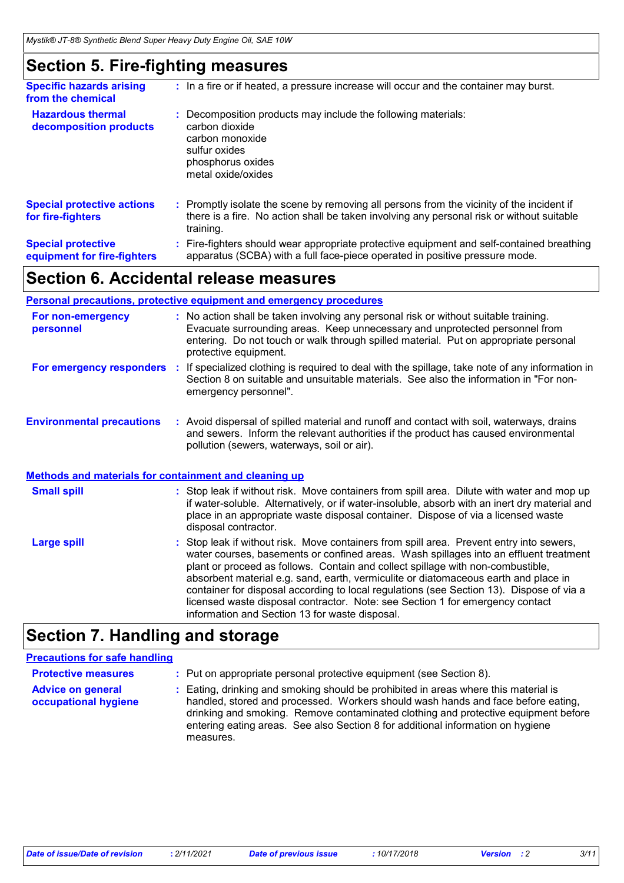## Section 5. Fire-fighting measures

**Specific hazards arising from the chemical** : In a fire or if heated, a pressure increase will occur and the container may burst.

**Hazardous thermal decomposition products** : Decomposition products may include the following materials:
carbon dioxide
carbon monoxide
sulfur oxides
phosphorus oxides
metal oxide/oxides

**Special protective actions for fire-fighters** : Promptly isolate the scene by removing all persons from the vicinity of the incident if there is a fire. No action shall be taken involving any personal risk or without suitable training.

**Special protective equipment for fire-fighters** : Fire-fighters should wear appropriate protective equipment and self-contained breathing apparatus (SCBA) with a full face-piece operated in positive pressure mode.

## Section 6. Accidental release measures

### Personal precautions, protective equipment and emergency procedures

**For non-emergency personnel** : No action shall be taken involving any personal risk or without suitable training. Evacuate surrounding areas. Keep unnecessary and unprotected personnel from entering. Do not touch or walk through spilled material. Put on appropriate personal protective equipment.

**For emergency responders** : If specialized clothing is required to deal with the spillage, take note of any information in Section 8 on suitable and unsuitable materials. See also the information in "For non-emergency personnel".

**Environmental precautions** : Avoid dispersal of spilled material and runoff and contact with soil, waterways, drains and sewers. Inform the relevant authorities if the product has caused environmental pollution (sewers, waterways, soil or air).

### Methods and materials for containment and cleaning up

**Small spill** : Stop leak if without risk. Move containers from spill area. Dilute with water and mop up if water-soluble. Alternatively, or if water-insoluble, absorb with an inert dry material and place in an appropriate waste disposal container. Dispose of via a licensed waste disposal contractor.

**Large spill** : Stop leak if without risk. Move containers from spill area. Prevent entry into sewers, water courses, basements or confined areas. Wash spillages into an effluent treatment plant or proceed as follows. Contain and collect spillage with non-combustible, absorbent material e.g. sand, earth, vermiculite or diatomaceous earth and place in container for disposal according to local regulations (see Section 13). Dispose of via a licensed waste disposal contractor. Note: see Section 1 for emergency contact information and Section 13 for waste disposal.

## Section 7. Handling and storage

### Precautions for safe handling

**Protective measures** : Put on appropriate personal protective equipment (see Section 8).

**Advice on general occupational hygiene** : Eating, drinking and smoking should be prohibited in areas where this material is handled, stored and processed. Workers should wash hands and face before eating, drinking and smoking. Remove contaminated clothing and protective equipment before entering eating areas. See also Section 8 for additional information on hygiene measures.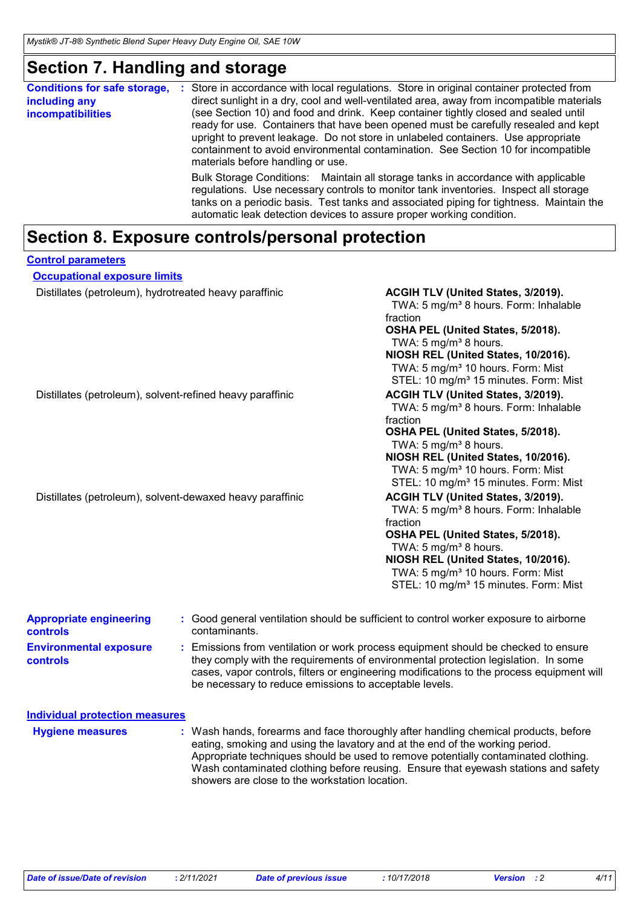# Section 7. Handling and storage

**Conditions for safe storage, including any incompatibilities** : Store in accordance with local regulations. Store in original container protected from direct sunlight in a dry, cool and well-ventilated area, away from incompatible materials (see Section 10) and food and drink. Keep container tightly closed and sealed until ready for use. Containers that have been opened must be carefully resealed and kept upright to prevent leakage. Do not store in unlabeled containers. Use appropriate containment to avoid environmental contamination. See Section 10 for incompatible materials before handling or use.

Bulk Storage Conditions: Maintain all storage tanks in accordance with applicable regulations. Use necessary controls to monitor tank inventories. Inspect all storage tanks on a periodic basis. Test tanks and associated piping for tightness. Maintain the automatic leak detection devices to assure proper working condition.

# Section 8. Exposure controls/personal protection

## Control parameters

### Occupational exposure limits

| | |
|---|---|
| Distillates (petroleum), hydrotreated heavy paraffinic | **ACGIH TLV (United States, 3/2019).**<br>TWA: 5 mg/m³ 8 hours. Form: Inhalable fraction<br>**OSHA PEL (United States, 5/2018).**<br>TWA: 5 mg/m³ 8 hours.<br>**NIOSH REL (United States, 10/2016).**<br>TWA: 5 mg/m³ 10 hours. Form: Mist<br>STEL: 10 mg/m³ 15 minutes. Form: Mist |
| Distillates (petroleum), solvent-refined heavy paraffinic | **ACGIH TLV (United States, 3/2019).**<br>TWA: 5 mg/m³ 8 hours. Form: Inhalable fraction<br>**OSHA PEL (United States, 5/2018).**<br>TWA: 5 mg/m³ 8 hours.<br>**NIOSH REL (United States, 10/2016).**<br>TWA: 5 mg/m³ 10 hours. Form: Mist<br>STEL: 10 mg/m³ 15 minutes. Form: Mist |
| Distillates (petroleum), solvent-dewaxed heavy paraffinic | **ACGIH TLV (United States, 3/2019).**<br>TWA: 5 mg/m³ 8 hours. Form: Inhalable fraction<br>**OSHA PEL (United States, 5/2018).**<br>TWA: 5 mg/m³ 8 hours.<br>**NIOSH REL (United States, 10/2016).**<br>TWA: 5 mg/m³ 10 hours. Form: Mist<br>STEL: 10 mg/m³ 15 minutes. Form: Mist |

**Appropriate engineering controls** : Good general ventilation should be sufficient to control worker exposure to airborne contaminants.

**Environmental exposure controls** : Emissions from ventilation or work process equipment should be checked to ensure they comply with the requirements of environmental protection legislation. In some cases, vapor controls, filters or engineering modifications to the process equipment will be necessary to reduce emissions to acceptable levels.

## Individual protection measures

**Hygiene measures** : Wash hands, forearms and face thoroughly after handling chemical products, before eating, smoking and using the lavatory and at the end of the working period. Appropriate techniques should be used to remove potentially contaminated clothing. Wash contaminated clothing before reusing. Ensure that eyewash stations and safety showers are close to the workstation location.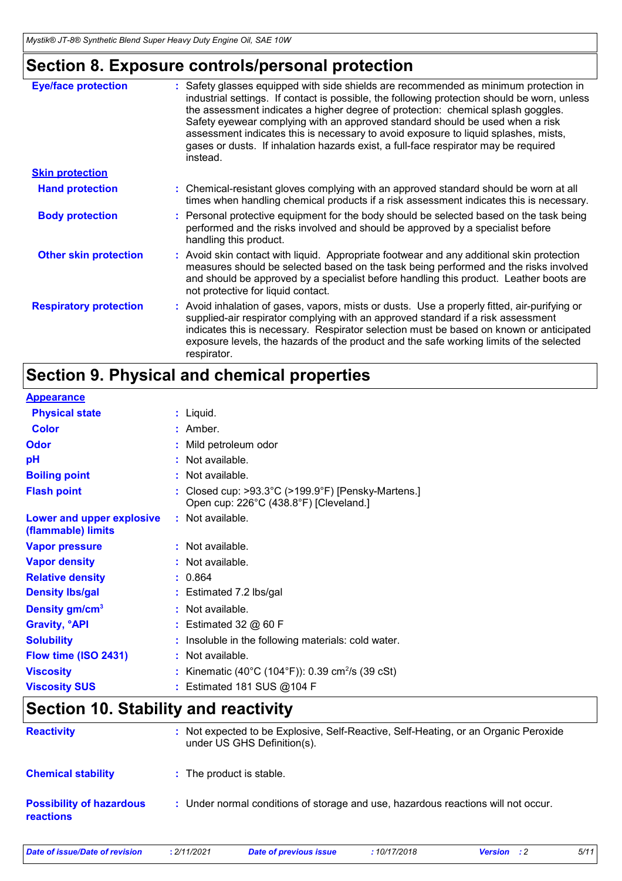## Section 8. Exposure controls/personal protection

| | |
|---|---|
| **Eye/face protection** | Safety glasses equipped with side shields are recommended as minimum protection in industrial settings. If contact is possible, the following protection should be worn, unless the assessment indicates a higher degree of protection: chemical splash goggles. Safety eyewear complying with an approved standard should be used when a risk assessment indicates this is necessary to avoid exposure to liquid splashes, mists, gases or dusts. If inhalation hazards exist, a full-face respirator may be required instead. |
| **Skin protection** | |
| **Hand protection** | Chemical-resistant gloves complying with an approved standard should be worn at all times when handling chemical products if a risk assessment indicates this is necessary. |
| **Body protection** | Personal protective equipment for the body should be selected based on the task being performed and the risks involved and should be approved by a specialist before handling this product. |
| **Other skin protection** | Avoid skin contact with liquid. Appropriate footwear and any additional skin protection measures should be selected based on the task being performed and the risks involved and should be approved by a specialist before handling this product. Leather boots are not protective for liquid contact. |
| **Respiratory protection** | Avoid inhalation of gases, vapors, mists or dusts. Use a properly fitted, air-purifying or supplied-air respirator complying with an approved standard if a risk assessment indicates this is necessary. Respirator selection must be based on known or anticipated exposure levels, the hazards of the product and the safe working limits of the selected respirator. |

## Section 9. Physical and chemical properties

| | |
|---|---|
| **Appearance** | |
| **Physical state** | Liquid. |
| **Color** | Amber. |
| **Odor** | Mild petroleum odor |
| **pH** | Not available. |
| **Boiling point** | Not available. |
| **Flash point** | Closed cup: >93.3°C (>199.9°F) [Pensky-Martens.]<br>Open cup: 226°C (438.8°F) [Cleveland.] |
| **Lower and upper explosive (flammable) limits** | Not available. |
| **Vapor pressure** | Not available. |
| **Vapor density** | Not available. |
| **Relative density** | 0.864 |
| **Density lbs/gal** | Estimated 7.2 lbs/gal |
| **Density gm/cm$^3$** | Not available. |
| **Gravity, °API** | Estimated 32 @ 60 F |
| **Solubility** | Insoluble in the following materials: cold water. |
| **Flow time (ISO 2431)** | Not available. |
| **Viscosity** | Kinematic (40°C (104°F)): 0.39 cm$^2$/s (39 cSt) |
| **Viscosity SUS** | Estimated 181 SUS @104 F |

## Section 10. Stability and reactivity

| | |
|---|---|
| **Reactivity** | Not expected to be Explosive, Self-Reactive, Self-Heating, or an Organic Peroxide under US GHS Definition(s). |
| **Chemical stability** | The product is stable. |
| **Possibility of hazardous reactions** | Under normal conditions of storage and use, hazardous reactions will not occur. |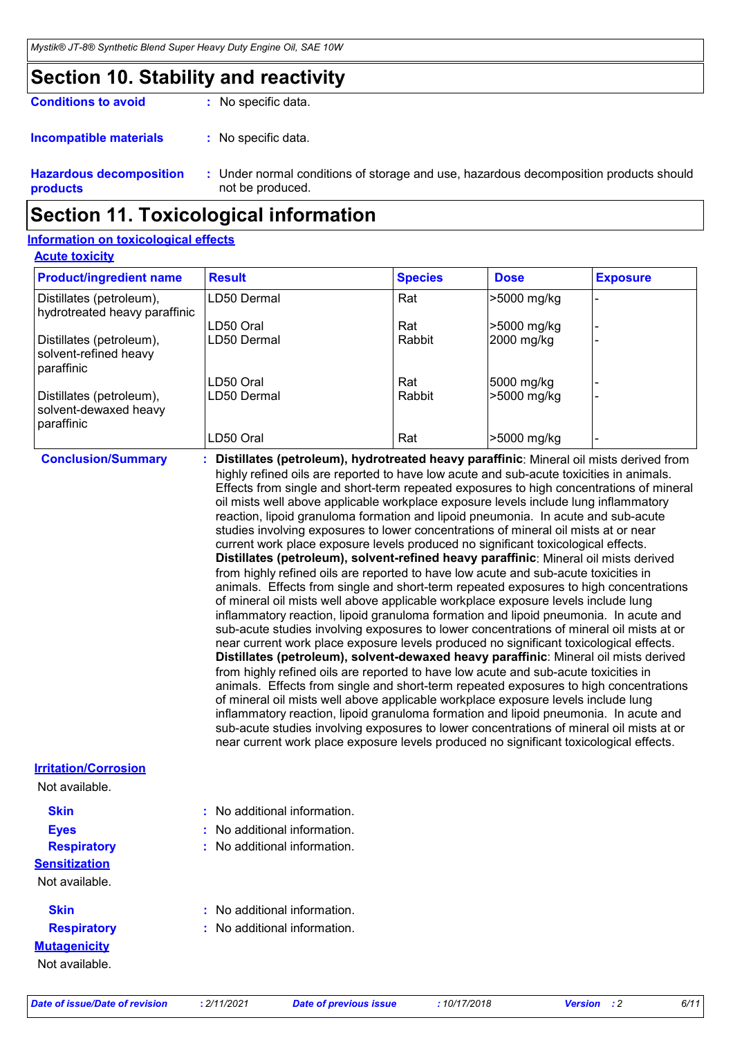## Section 10. Stability and reactivity

**Conditions to avoid** : No specific data.

**Incompatible materials** : No specific data.

**Hazardous decomposition products** : Under normal conditions of storage and use, hazardous decomposition products should not be produced.

## Section 11. Toxicological information

### Information on toxicological effects

#### Acute toxicity

| Product/ingredient name | Result | Species | Dose | Exposure |
|---|---|---|---|---|
| Distillates (petroleum), hydrotreated heavy paraffinic | LD50 Dermal | Rat | >5000 mg/kg | - |
| | LD50 Oral | Rat | >5000 mg/kg | - |
| Distillates (petroleum), solvent-refined heavy paraffinic | LD50 Dermal | Rabbit | 2000 mg/kg | - |
| | LD50 Oral | Rat | 5000 mg/kg | - |
| Distillates (petroleum), solvent-dewaxed heavy paraffinic | LD50 Dermal | Rabbit | >5000 mg/kg | - |
| | LD50 Oral | Rat | >5000 mg/kg | - |

**Conclusion/Summary** : **Distillates (petroleum), hydrotreated heavy paraffinic**: Mineral oil mists derived from highly refined oils are reported to have low acute and sub-acute toxicities in animals. Effects from single and short-term repeated exposures to high concentrations of mineral oil mists well above applicable workplace exposure levels include lung inflammatory reaction, lipoid granuloma formation and lipoid pneumonia. In acute and sub-acute studies involving exposures to lower concentrations of mineral oil mists at or near current work place exposure levels produced no significant toxicological effects.
**Distillates (petroleum), solvent-refined heavy paraffinic**: Mineral oil mists derived from highly refined oils are reported to have low acute and sub-acute toxicities in animals. Effects from single and short-term repeated exposures to high concentrations of mineral oil mists well above applicable workplace exposure levels include lung inflammatory reaction, lipoid granuloma formation and lipoid pneumonia. In acute and sub-acute studies involving exposures to lower concentrations of mineral oil mists at or near current work place exposure levels produced no significant toxicological effects.
**Distillates (petroleum), solvent-dewaxed heavy paraffinic**: Mineral oil mists derived from highly refined oils are reported to have low acute and sub-acute toxicities in animals. Effects from single and short-term repeated exposures to high concentrations of mineral oil mists well above applicable workplace exposure levels include lung inflammatory reaction, lipoid granuloma formation and lipoid pneumonia. In acute and sub-acute studies involving exposures to lower concentrations of mineral oil mists at or near current work place exposure levels produced no significant toxicological effects.

#### Irritation/Corrosion

Not available.

**Skin** : No additional information.
**Eyes** : No additional information.
**Respiratory** : No additional information.

#### Sensitization

Not available.

**Skin** : No additional information.
**Respiratory** : No additional information.

#### Mutagenicity

Not available.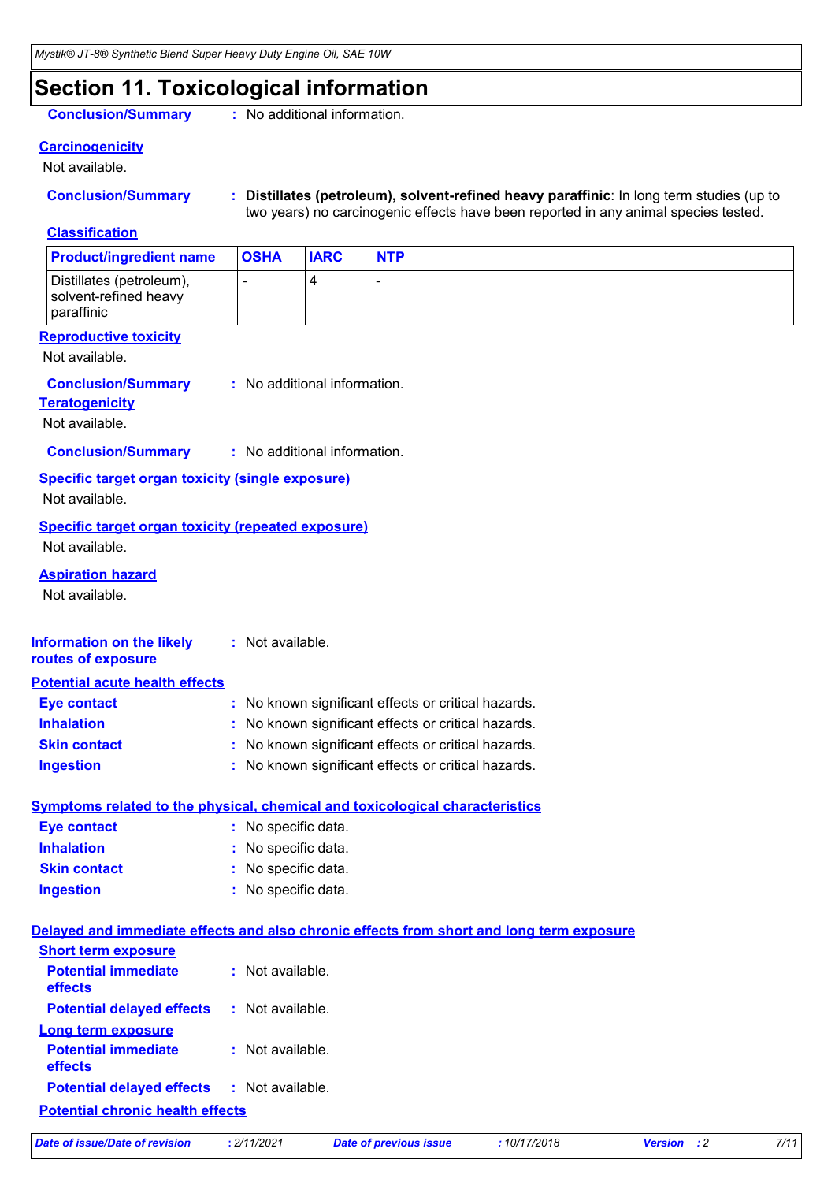## Section 11. Toxicological information

**Conclusion/Summary** : No additional information.

**Carcinogenicity**

Not available.

**Conclusion/Summary** : **Distillates (petroleum), solvent-refined heavy paraffinic**: In long term studies (up to two years) no carcinogenic effects have been reported in any animal species tested.

**Classification**

| Product/ingredient name | OSHA | IARC | NTP |
|---|---|---|---|
| Distillates (petroleum), solvent-refined heavy paraffinic | - | 4 | - |

**Reproductive toxicity**

Not available.

**Conclusion/Summary** : No additional information.

**Teratogenicity**

Not available.

**Conclusion/Summary** : No additional information.

**Specific target organ toxicity (single exposure)**

Not available.

**Specific target organ toxicity (repeated exposure)**

Not available.

**Aspiration hazard**

Not available.

**Information on the likely routes of exposure** : Not available.

**Potential acute health effects**

**Eye contact** : No known significant effects or critical hazards.

**Inhalation** : No known significant effects or critical hazards.

**Skin contact** : No known significant effects or critical hazards.

**Ingestion** : No known significant effects or critical hazards.

**Symptoms related to the physical, chemical and toxicological characteristics**

**Eye contact** : No specific data.

**Inhalation** : No specific data.

**Skin contact** : No specific data.

**Ingestion** : No specific data.

**Delayed and immediate effects and also chronic effects from short and long term exposure**

**Short term exposure**

**Potential immediate effects** : Not available.

**Potential delayed effects** : Not available.

**Long term exposure**

**Potential immediate effects** : Not available.

**Potential delayed effects** : Not available.

**Potential chronic health effects**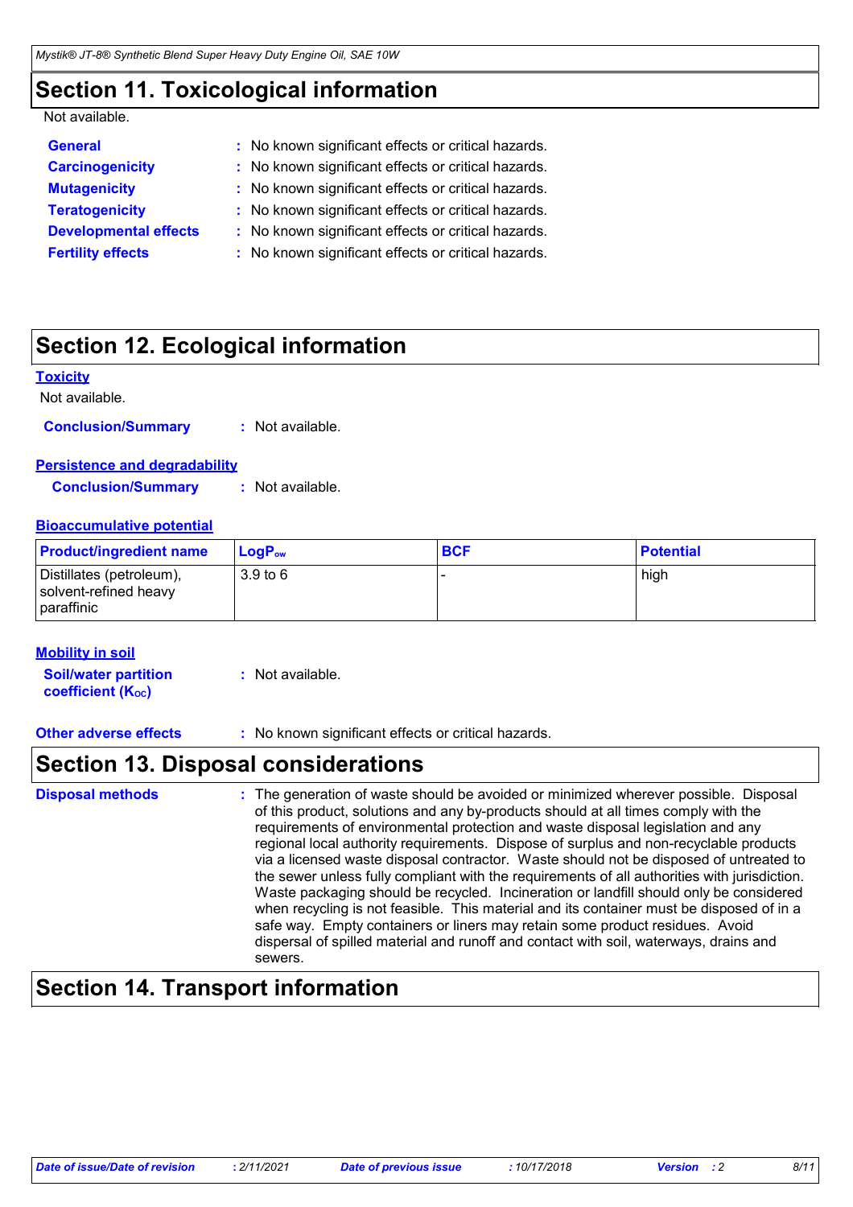## Section 11. Toxicological information

Not available.

**General** : No known significant effects or critical hazards.

**Carcinogenicity** : No known significant effects or critical hazards.

**Mutagenicity** : No known significant effects or critical hazards.

**Teratogenicity** : No known significant effects or critical hazards.

**Developmental effects** : No known significant effects or critical hazards.

**Fertility effects** : No known significant effects or critical hazards.

## Section 12. Ecological information

### Toxicity

Not available.

**Conclusion/Summary** : Not available.

### Persistence and degradability

**Conclusion/Summary** : Not available.

### Bioaccumulative potential

| Product/ingredient name | $LogP_{ow}$ | BCF | Potential |
|---|---|---|---|
| Distillates (petroleum), solvent-refined heavy paraffinic | 3.9 to 6 | - | high |

### Mobility in soil

**Soil/water partition coefficient ($K_{OC}$)** : Not available.

**Other adverse effects** : No known significant effects or critical hazards.

## Section 13. Disposal considerations

**Disposal methods** : The generation of waste should be avoided or minimized wherever possible. Disposal of this product, solutions and any by-products should at all times comply with the requirements of environmental protection and waste disposal legislation and any regional local authority requirements. Dispose of surplus and non-recyclable products via a licensed waste disposal contractor. Waste should not be disposed of untreated to the sewer unless fully compliant with the requirements of all authorities with jurisdiction. Waste packaging should be recycled. Incineration or landfill should only be considered when recycling is not feasible. This material and its container must be disposed of in a safe way. Empty containers or liners may retain some product residues. Avoid dispersal of spilled material and runoff and contact with soil, waterways, drains and sewers.

## Section 14. Transport information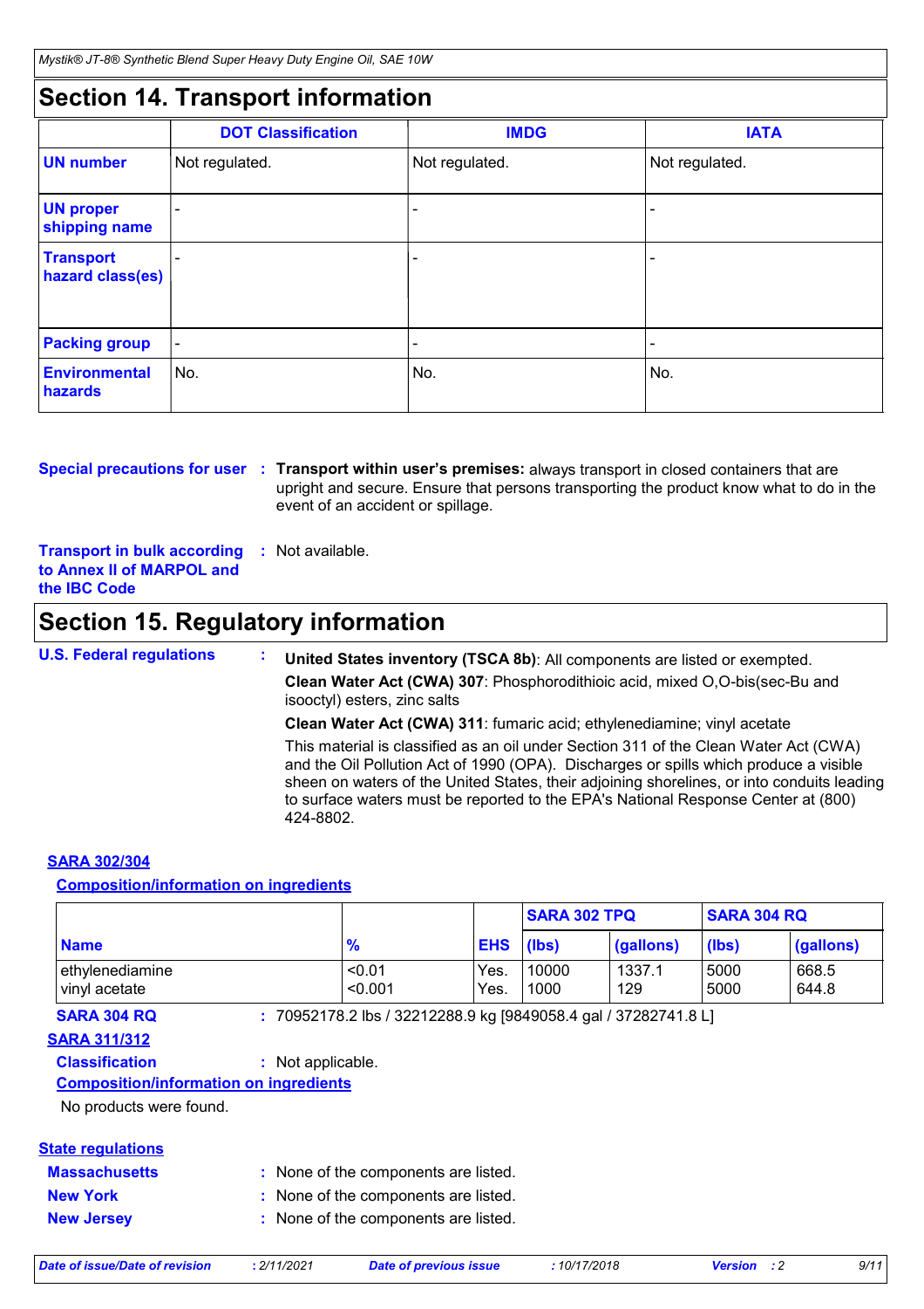# Section 14. Transport information

| | DOT Classification | IMDG | IATA |
|---|---|---|---|
| UN number | Not regulated. | Not regulated. | Not regulated. |
| UN proper shipping name | - | - | - |
| Transport hazard class(es) | - | - | - |
| Packing group | - | - | - |
| Environmental hazards | No. | No. | No. |

**Special precautions for user** : **Transport within user's premises:** always transport in closed containers that are upright and secure. Ensure that persons transporting the product know what to do in the event of an accident or spillage.

**Transport in bulk according to Annex II of MARPOL and the IBC Code** : Not available.

# Section 15. Regulatory information

**U.S. Federal regulations** :

**United States inventory (TSCA 8b)**: All components are listed or exempted.

**Clean Water Act (CWA) 307**: Phosphorodithioic acid, mixed O,O-bis(sec-Bu and isooctyl) esters, zinc salts

**Clean Water Act (CWA) 311**: fumaric acid; ethylenediamine; vinyl acetate

This material is classified as an oil under Section 311 of the Clean Water Act (CWA) and the Oil Pollution Act of 1990 (OPA). Discharges or spills which produce a visible sheen on waters of the United States, their adjoining shorelines, or into conduits leading to surface waters must be reported to the EPA's National Response Center at (800) 424-8802.

**SARA 302/304**

**Composition/information on ingredients**

| | | | SARA 302 TPQ | | SARA 304 RQ | |
|---|---|---|---|---|---|---|
| Name | % | EHS | (lbs) | (gallons) | (lbs) | (gallons) |
| ethylenediamine | <0.01 | Yes. | 10000 | 1337.1 | 5000 | 668.5 |
| vinyl acetate | <0.001 | Yes. | 1000 | 129 | 5000 | 644.8 |

**SARA 304 RQ** : 70952178.2 lbs / 32212288.9 kg [9849058.4 gal / 37282741.8 L]

**SARA 311/312**

**Classification** : Not applicable.

**Composition/information on ingredients**

No products were found.

**State regulations**

**Massachusetts** : None of the components are listed.

**New York** : None of the components are listed.

**New Jersey** : None of the components are listed.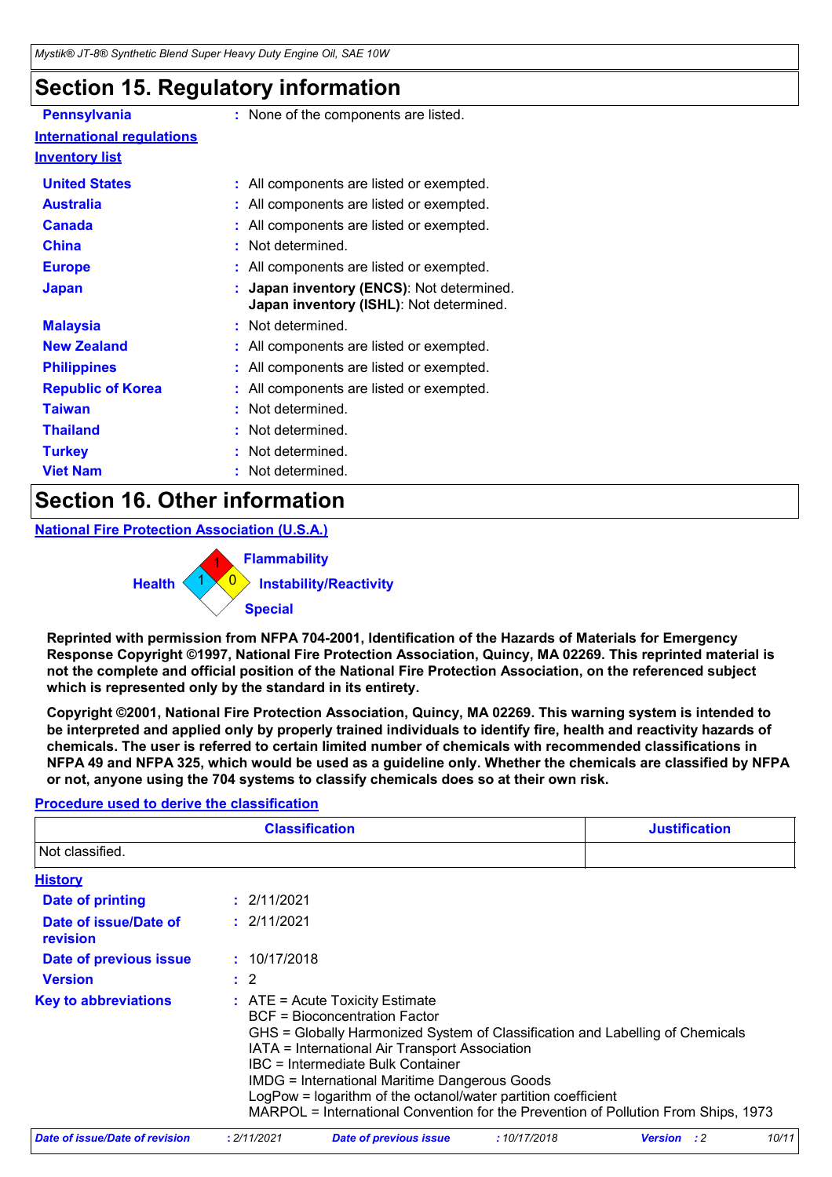## Section 15. Regulatory information

**Pennsylvania** : None of the components are listed.

**International regulations**

**Inventory list**

**United States** : All components are listed or exempted.

**Australia** : All components are listed or exempted.

**Canada** : All components are listed or exempted.

**China** : Not determined.

**Europe** : All components are listed or exempted.

**Japan** : **Japan inventory (ENCS)**: Not determined.
**Japan inventory (ISHL)**: Not determined.

**Malaysia** : Not determined.

**New Zealand** : All components are listed or exempted.

**Philippines** : All components are listed or exempted.

**Republic of Korea** : All components are listed or exempted.

**Taiwan** : Not determined.

**Thailand** : Not determined.

**Turkey** : Not determined.

**Viet Nam** : Not determined.

## Section 16. Other information

**National Fire Protection Association (U.S.A.)**

Flammability: 1
Health: 1
Instability/Reactivity: 0
Special

**Reprinted with permission from NFPA 704-2001, Identification of the Hazards of Materials for Emergency Response Copyright ©1997, National Fire Protection Association, Quincy, MA 02269. This reprinted material is not the complete and official position of the National Fire Protection Association, on the referenced subject which is represented only by the standard in its entirety.**

**Copyright ©2001, National Fire Protection Association, Quincy, MA 02269. This warning system is intended to be interpreted and applied only by properly trained individuals to identify fire, health and reactivity hazards of chemicals. The user is referred to certain limited number of chemicals with recommended classifications in NFPA 49 and NFPA 325, which would be used as a guideline only. Whether the chemicals are classified by NFPA or not, anyone using the 704 systems to classify chemicals does so at their own risk.**

**Procedure used to derive the classification**

| Classification | Justification |
|---|---|
| Not classified. | |

**History**

**Date of printing** : 2/11/2021

**Date of issue/Date of revision** : 2/11/2021

**Date of previous issue** : 10/17/2018

**Version** : 2

**Key to abbreviations** : ATE = Acute Toxicity Estimate
BCF = Bioconcentration Factor
GHS = Globally Harmonized System of Classification and Labelling of Chemicals
IATA = International Air Transport Association
IBC = Intermediate Bulk Container
IMDG = International Maritime Dangerous Goods
LogPow = logarithm of the octanol/water partition coefficient
MARPOL = International Convention for the Prevention of Pollution From Ships, 1973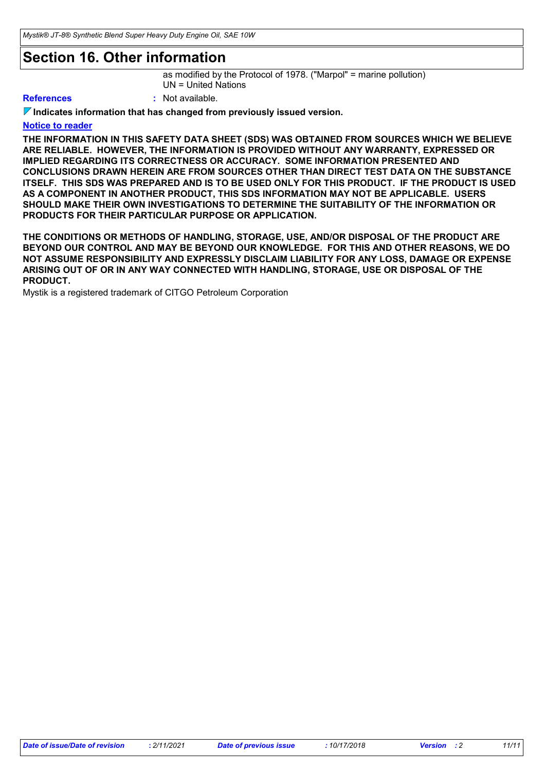## Section 16. Other information

as modified by the Protocol of 1978. ("Marpol" = marine pollution)
UN = United Nations

**References** : Not available.

**Indicates information that has changed from previously issued version.**

**Notice to reader**

**THE INFORMATION IN THIS SAFETY DATA SHEET (SDS) WAS OBTAINED FROM SOURCES WHICH WE BELIEVE ARE RELIABLE. HOWEVER, THE INFORMATION IS PROVIDED WITHOUT ANY WARRANTY, EXPRESSED OR IMPLIED REGARDING ITS CORRECTNESS OR ACCURACY. SOME INFORMATION PRESENTED AND CONCLUSIONS DRAWN HEREIN ARE FROM SOURCES OTHER THAN DIRECT TEST DATA ON THE SUBSTANCE ITSELF. THIS SDS WAS PREPARED AND IS TO BE USED ONLY FOR THIS PRODUCT. IF THE PRODUCT IS USED AS A COMPONENT IN ANOTHER PRODUCT, THIS SDS INFORMATION MAY NOT BE APPLICABLE. USERS SHOULD MAKE THEIR OWN INVESTIGATIONS TO DETERMINE THE SUITABILITY OF THE INFORMATION OR PRODUCTS FOR THEIR PARTICULAR PURPOSE OR APPLICATION.**

**THE CONDITIONS OR METHODS OF HANDLING, STORAGE, USE, AND/OR DISPOSAL OF THE PRODUCT ARE BEYOND OUR CONTROL AND MAY BE BEYOND OUR KNOWLEDGE. FOR THIS AND OTHER REASONS, WE DO NOT ASSUME RESPONSIBILITY AND EXPRESSLY DISCLAIM LIABILITY FOR ANY LOSS, DAMAGE OR EXPENSE ARISING OUT OF OR IN ANY WAY CONNECTED WITH HANDLING, STORAGE, USE OR DISPOSAL OF THE PRODUCT.**

Mystik is a registered trademark of CITGO Petroleum Corporation